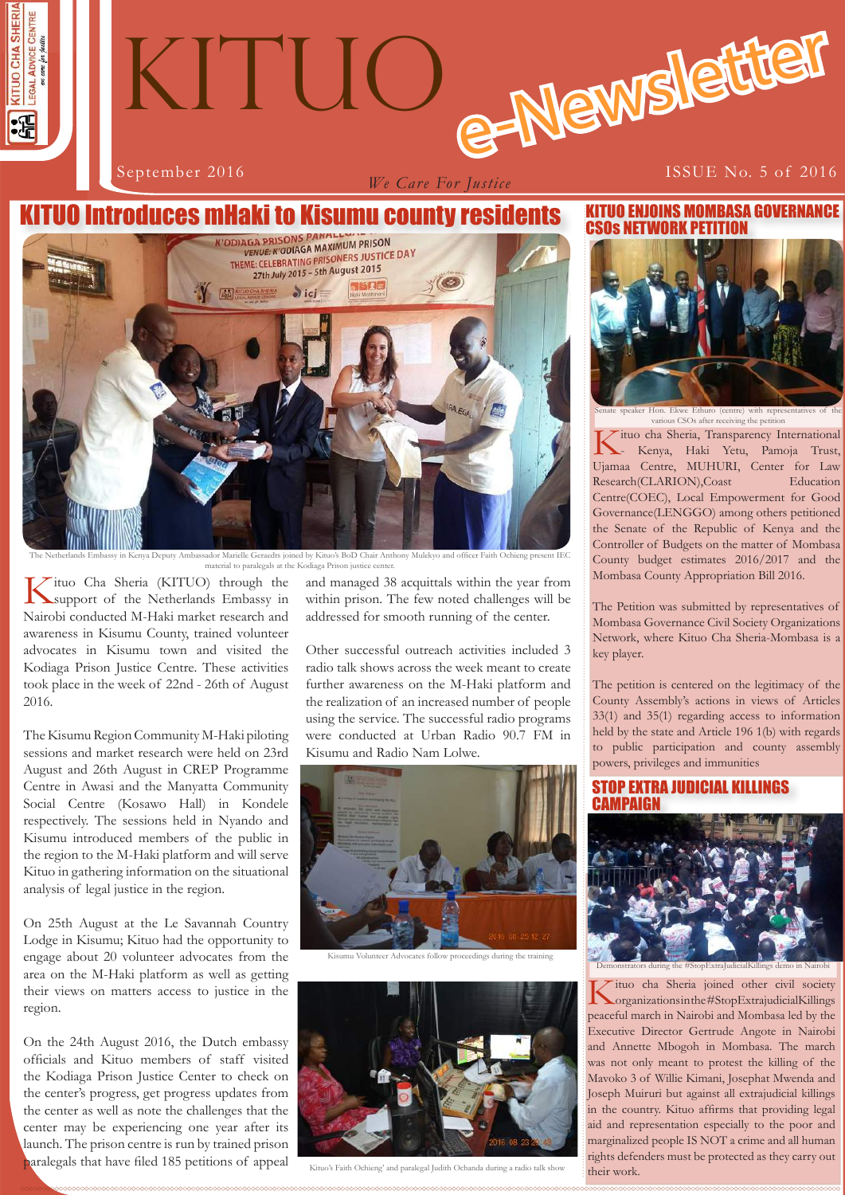# KITUO e-Newsletter

September 2016

*We Care For Justice*

ISSUE No. 5 of 2016

## KITUO Introduces mHaki to Kisumu county residents

The Netherlands Embassy in Kenya Deputy Ambassador Marielle Geraedts joined by Kituo's BoD Chair Anthony Mulekyo and officer Faith Ochieng present IEC material to paralegals at the Kodiaga Prison justice center.

Kituo Cha Sheria (KITUO) through the support of the Netherlands Embassy in Nairobi conducted M-Haki market research and awareness in Kisumu County, trained volunteer advocates in Kisumu town and visited the Kodiaga Prison Justice Centre. These activities took place in the week of 22nd - 26th of August 2016.

The Kisumu Region Community M-Haki piloting sessions and market research were held on 23rd August and 26th August in CREP Programme Centre in Awasi and the Manyatta Community Social Centre (Kosawo Hall) in Kondele respectively. The sessions held in Nyando and Kisumu introduced members of the public in the region to the M-Haki platform and will serve Kituo in gathering information on the situational analysis of legal justice in the region.

On 25th August at the Le Savannah Country Lodge in Kisumu; Kituo had the opportunity to engage about 20 volunteer advocates from the area on the M-Haki platform as well as getting their views on matters access to justice in the region.

On the 24th August 2016, the Dutch embassy officials and Kituo members of staff visited the Kodiaga Prison Justice Center to check on the center's progress, get progress updates from the center as well as note the challenges that the center may be experiencing one year after its launch. The prison centre is run by trained prison paralegals that have filed 185 petitions of appeal and managed 38 acquittals within the year from within prison. The few noted challenges will be addressed for smooth running of the center.

Other successful outreach activities included 3 radio talk shows across the week meant to create further awareness on the M-Haki platform and the realization of an increased number of people using the service. The successful radio programs were conducted at Urban Radio 90.7 FM in Kisumu and Radio Nam Lolwe.

Kisumu Volunteer Advocates follow proceedings during the training

Kituo's Faith Ochieng' and paralegal Judith Ochanda during a radio talk show

## KITUO ENJOINS MOMBASA GOVERNANCE CSOs NETWORK PETITION

Senate speaker Hon. Ekwe Ethuro (centre) with representatives of the various CSOs after receiving the petition

Kituo cha Sheria, Transparency International - Kenya, Haki Yetu, Pamoja Trust, Ujamaa Centre, MUHURI, Center for Law Research(CLARION),Coast Education Centre(COEC), Local Empowerment for Good Governance(LENGGO) among others petitioned the Senate of the Republic of Kenya and the Controller of Budgets on the matter of Mombasa County budget estimates 2016/2017 and the Mombasa County Appropriation Bill 2016.

The Petition was submitted by representatives of Mombasa Governance Civil Society Organizations Network, where Kituo Cha Sheria-Mombasa is a key player.

The petition is centered on the legitimacy of the County Assembly's actions in views of Articles 33(1) and 35(1) regarding access to information held by the state and Article 196 1(b) with regards to public participation and county assembly powers, privileges and immunities

## STOP EXTRA JUDICIAL KILLINGS CAMPAIGN

Demonstrators during the #StopExtraJudicialKillings demo in Nairobi

Kituo cha Sheria joined other civil society organizations in the #StopExtrajudicialKillings peaceful march in Nairobi and Mombasa led by the Executive Director Gertrude Angote in Nairobi and Annette Mbogoh in Mombasa. The march was not only meant to protest the killing of the Mavoko 3 of Willie Kimani, Josephat Mwenda and Joseph Muiruri but against all extrajudicial killings in the country. Kituo affirms that providing legal aid and representation especially to the poor and marginalized people IS NOT a crime and all human rights defenders must be protected as they carry out their work.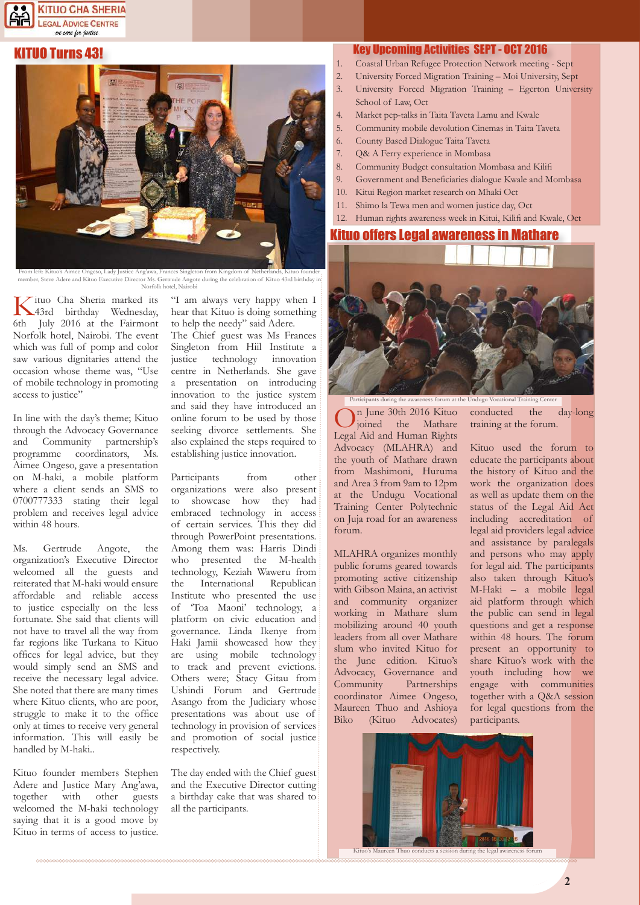## KITUO Turns 43!

From left: Kituo's Aimee Ongeso, Lady Justice Ang'awa, Frances Singleton from Kingdom of Netherlands, Kituo founder member, Steve Adere and Kituo Executive Director Ms. Gertrude Angote during the celebration of Kituo 43rd birthday in Norfolk hotel, Nairobi

Kituo Cha Sheria marked its 43rd birthday Wednesday, 6th July 2016 at the Fairmont Norfolk hotel, Nairobi. The event which was full of pomp and color saw various dignitaries attend the occasion whose theme was, "Use of mobile technology in promoting access to justice"

In line with the day's theme; Kituo through the Advocacy Governance and Community partnership's programme coordinators, Ms. Aimee Ongeso, gave a presentation on M-haki, a mobile platform where a client sends an SMS to 0700777333 stating their legal problem and receives legal advice within 48 hours.

Ms. Gertrude Angote, the organization's Executive Director welcomed all the guests and reiterated that M-haki would ensure affordable and reliable access to justice especially on the less fortunate. She said that clients will not have to travel all the way from far regions like Turkana to Kituo offices for legal advice, but they would simply send an SMS and receive the necessary legal advice. She noted that there are many times where Kituo clients, who are poor, struggle to make it to the office only at times to receive very general information. This will easily be handled by M-haki..

Kituo founder members Stephen Adere and Justice Mary Ang'awa, together with other guests welcomed the M-haki technology saying that it is a good move by Kituo in terms of access to justice.

"I am always very happy when I hear that Kituo is doing something to help the needy" said Adere.

The Chief guest was Ms Frances Singleton from Hiil Institute a justice technology innovation centre in Netherlands. She gave a presentation on introducing innovation to the justice system and said they have introduced an online forum to be used by those seeking divorce settlements. She also explained the steps required to establishing justice innovation.

Participants from other organizations were also present to showcase how they had embraced technology in access of certain services. This they did through PowerPoint presentations. Among them was: Harris Dindi who presented the M-health technology, Keziah Waweru from the International Republican Institute who presented the use of 'Toa Maoni' technology, a platform on civic education and governance. Linda Ikenye from Haki Jamii showcased how they are using mobile technology to track and prevent evictions. Others were; Stacy Gitau from Ushindi Forum and Gertrude Asango from the Judiciary whose presentations was about use of technology in provision of services and promotion of social justice respectively.

The day ended with the Chief guest and the Executive Director cutting a birthday cake that was shared to all the participants.

## Key Upcoming Activities SEPT - OCT 2016

1. Coastal Urban Refugee Protection Network meeting - Sept
2. University Forced Migration Training – Moi University, Sept
3. University Forced Migration Training – Egerton University School of Law, Oct
4. Market pep-talks in Taita Taveta Lamu and Kwale
5. Community mobile devolution Cinemas in Taita Taveta
6. County Based Dialogue Taita Taveta
7. Q& A Ferry experience in Mombasa
8. Community Budget consultation Mombasa and Kilifi
9. Government and Beneficiaries dialogue Kwale and Mombasa
10. Kitui Region market research on Mhaki Oct
11. Shimo la Tewa men and women justice day, Oct
12. Human rights awareness week in Kitui, Kilifi and Kwale, Oct

## Kituo offers Legal awareness in Mathare

Participants during the awareness forum at the Undugu Vocational Training Center

On June 30th 2016 Kituo joined the Mathare Legal Aid and Human Rights Advocacy (MLAHRA) and the youth of Mathare drawn from Mashimoni, Huruma and Area 3 from 9am to 12pm at the Undugu Vocational Training Center Polytechnic on Juja road for an awareness forum.

MLAHRA organizes monthly public forums geared towards promoting active citizenship with Gibson Maina, an activist and community organizer working in Mathare slum mobilizing around 40 youth leaders from all over Mathare slum who invited Kituo for the June edition. Kituo's Advocacy, Governance and Community Partnerships coordinator Aimee Ongeso, Maureen Thuo and Ashioya Biko (Kituo Advocates) conducted the day-long training at the forum.

Kituo used the forum to educate the participants about the history of Kituo and the work the organization does as well as update them on the status of the Legal Aid Act including accreditation of legal aid providers legal advice and assistance by paralegals and persons who may apply for legal aid. The participants also taken through Kituo's M-Haki – a mobile legal aid platform through which the public can send in legal questions and get a response within 48 hours. The forum present an opportunity to share Kituo's work with the youth including how we engage with communities together with a Q&A session for legal questions from the participants.

Kituo's Maureen Thuo conducts a session during the legal awareness forum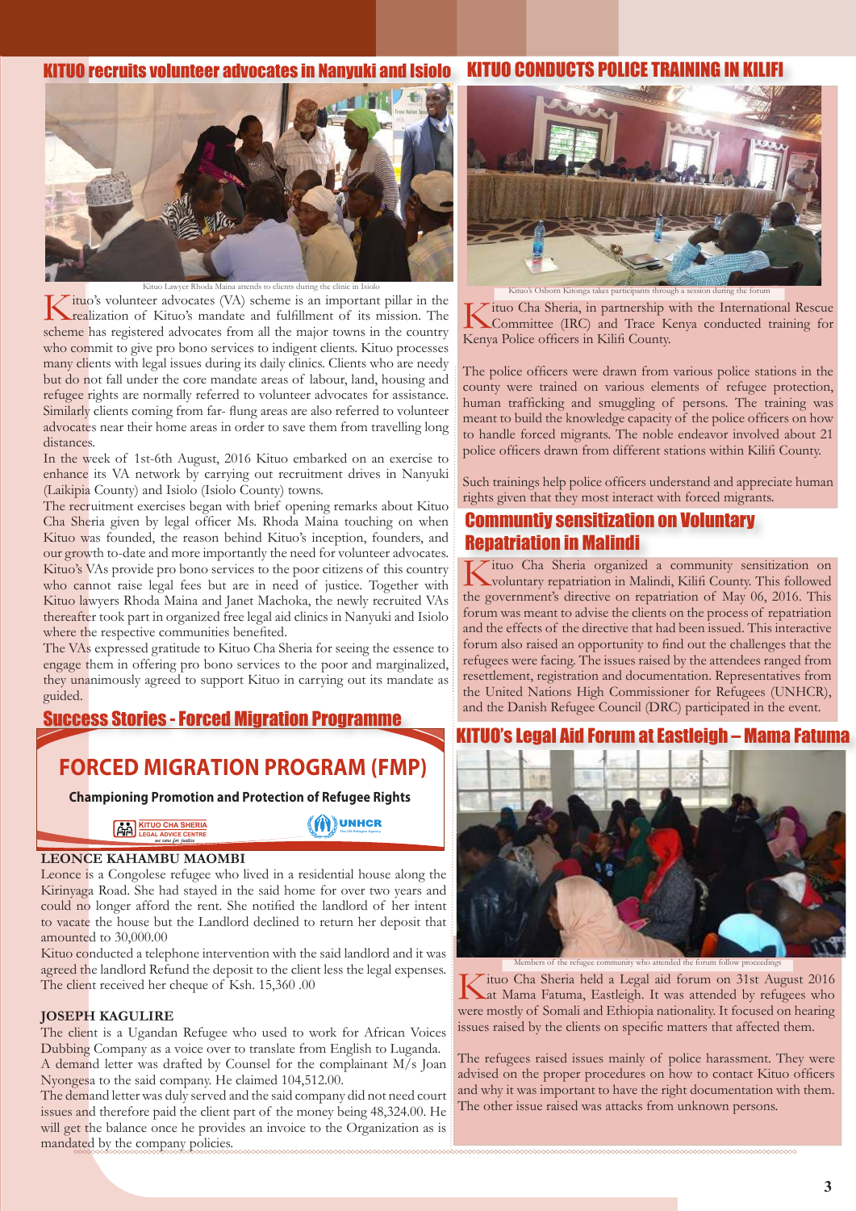## KITUO recruits volunteer advocates in Nanyuki and Isiolo

Kituo Lawyer Rhoda Maina attends to clients during the clinic in Isiolo

Kituo's volunteer advocates (VA) scheme is an important pillar in the realization of Kituo's mandate and fulfillment of its mission. The scheme has registered advocates from all the major towns in the country who commit to give pro bono services to indigent clients. Kituo processes many clients with legal issues during its daily clinics. Clients who are needy but do not fall under the core mandate areas of labour, land, housing and refugee rights are normally referred to volunteer advocates for assistance. Similarly clients coming from far- flung areas are also referred to volunteer advocates near their home areas in order to save them from travelling long distances.

In the week of 1st-6th August, 2016 Kituo embarked on an exercise to enhance its VA network by carrying out recruitment drives in Nanyuki (Laikipia County) and Isiolo (Isiolo County) towns.

The recruitment exercises began with brief opening remarks about Kituo Cha Sheria given by legal officer Ms. Rhoda Maina touching on when Kituo was founded, the reason behind Kituo's inception, founders, and our growth to-date and more importantly the need for volunteer advocates. Kituo's VAs provide pro bono services to the poor citizens of this country who cannot raise legal fees but are in need of justice. Together with Kituo lawyers Rhoda Maina and Janet Machoka, the newly recruited VAs thereafter took part in organized free legal aid clinics in Nanyuki and Isiolo where the respective communities benefited.

The VAs expressed gratitude to Kituo Cha Sheria for seeing the essence to engage them in offering pro bono services to the poor and marginalized, they unanimously agreed to support Kituo in carrying out its mandate as guided.

## Success Stories - Forced Migration Programme

### FORCED MIGRATION PROGRAM (FMP)

**Championing Promotion and Protection of Refugee Rights**

KITUO CHA SHERIA LEGAL ADVICE CENTRE — UNHCR

**LEONCE KAHAMBU MAOMBI**

Leonce is a Congolese refugee who lived in a residential house along the Kirinyaga Road. She had stayed in the said home for over two years and could no longer afford the rent. She notified the landlord of her intent to vacate the house but the Landlord declined to return her deposit that amounted to 30,000.00

Kituo conducted a telephone intervention with the said landlord and it was agreed the landlord Refund the deposit to the client less the legal expenses. The client received her cheque of Ksh. 15,360 .00

**JOSEPH KAGULIRE**

The client is a Ugandan Refugee who used to work for African Voices Dubbing Company as a voice over to translate from English to Luganda. A demand letter was drafted by Counsel for the complainant M/s Joan Nyongesa to the said company. He claimed 104,512.00.

The demand letter was duly served and the said company did not need court issues and therefore paid the client part of the money being 48,324.00. He will get the balance once he provides an invoice to the Organization as is mandated by the company policies.

## KITUO CONDUCTS POLICE TRAINING IN KILIFI

Kituo's Osborn Kitonga takes participants through a session during the forum

Kituo Cha Sheria, in partnership with the International Rescue Committee (IRC) and Trace Kenya conducted training for Kenya Police officers in Kilifi County.

The police officers were drawn from various police stations in the county were trained on various elements of refugee protection, human trafficking and smuggling of persons. The training was meant to build the knowledge capacity of the police officers on how to handle forced migrants. The noble endeavor involved about 21 police officers drawn from different stations within Kilifi County.

Such trainings help police officers understand and appreciate human rights given that they most interact with forced migrants.

## Communtiy sensitization on Voluntary Repatriation in Malindi

Kituo Cha Sheria organized a community sensitization on voluntary repatriation in Malindi, Kilifi County. This followed the government's directive on repatriation of May 06, 2016. This forum was meant to advise the clients on the process of repatriation and the effects of the directive that had been issued. This interactive forum also raised an opportunity to find out the challenges that the refugees were facing. The issues raised by the attendees ranged from resettlement, registration and documentation. Representatives from the United Nations High Commissioner for Refugees (UNHCR), and the Danish Refugee Council (DRC) participated in the event.

## KITUO's Legal Aid Forum at Eastleigh – Mama Fatuma

Members of the refugee community who attended the forum follow proceedings

Kituo Cha Sheria held a Legal aid forum on 31st August 2016 at Mama Fatuma, Eastleigh. It was attended by refugees who were mostly of Somali and Ethiopia nationality. It focused on hearing issues raised by the clients on specific matters that affected them.

The refugees raised issues mainly of police harassment. They were advised on the proper procedures on how to contact Kituo officers and why it was important to have the right documentation with them. The other issue raised was attacks from unknown persons.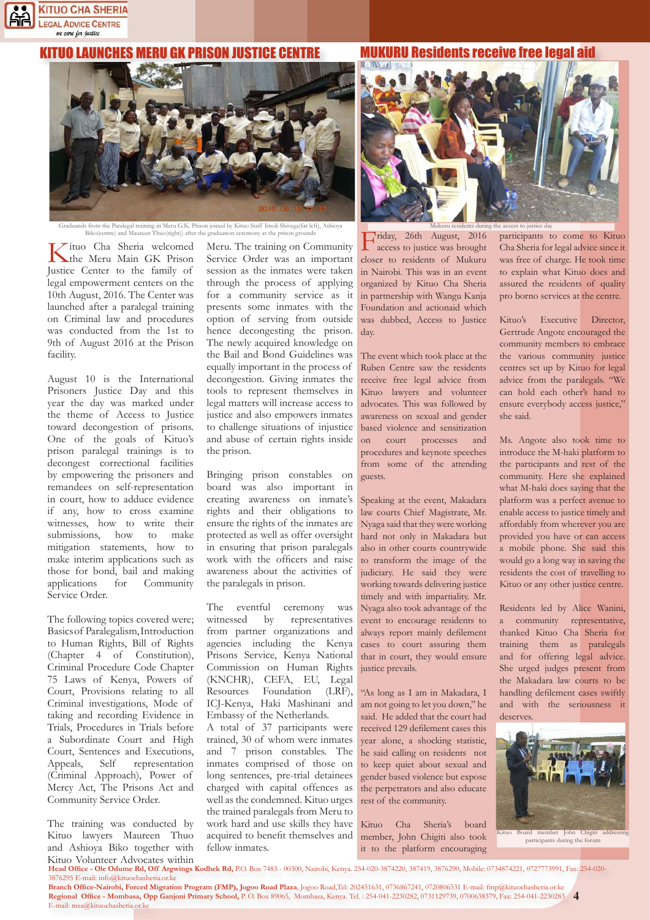## KITUO LAUNCHES MERU GK PRISON JUSTICE CENTRE

Graduands from the Paralegal training in Meru G.K. Prison joined by Kituo Staff Imoli Shivega(far left), Ashioya Biko(centre) and Maureen Thuo(right)) after the graduation ceremony at the prison grounds

Kituo Cha Sheria welcomed the Meru Main GK Prison Justice Center to the family of legal empowerment centers on the 10th August, 2016. The Center was launched after a paralegal training on Criminal law and procedures was conducted from the 1st to 9th of August 2016 at the Prison facility.

August 10 is the International Prisoners Justice Day and this year the day was marked under the theme of Access to Justice toward decongestion of prisons. One of the goals of Kituo's prison paralegal trainings is to decongest correctional facilities by empowering the prisoners and remandees on self-representation in court, how to adduce evidence if any, how to cross examine witnesses, how to write their submissions, how to make mitigation statements, how to make interim applications such as those for bond, bail and making applications for Community Service Order.

The following topics covered were; Basics of Paralegalism, Introduction to Human Rights, Bill of Rights (Chapter 4 of Constitution), Criminal Procedure Code Chapter 75 Laws of Kenya, Powers of Court, Provisions relating to all Criminal investigations, Mode of taking and recording Evidence in Trials, Procedures in Trials before a Subordinate Court and High Court, Sentences and Executions, Appeals, Self representation (Criminal Approach), Power of Mercy Act, The Prisons Act and Community Service Order.

The training was conducted by Kituo lawyers Maureen Thuo and Ashioya Biko together with Kituo Volunteer Advocates within Meru. The training on Community Service Order was an important session as the inmates were taken through the process of applying for a community service as it presents some inmates with the option of serving from outside hence decongesting the prison. The newly acquired knowledge on the Bail and Bond Guidelines was equally important in the process of decongestion. Giving inmates the tools to represent themselves in legal matters will increase access to justice and also empowers inmates to challenge situations of injustice and abuse of certain rights inside the prison.

Bringing prison constables on board was also important in creating awareness on inmate's rights and their obligations to ensure the rights of the inmates are protected as well as offer oversight in ensuring that prison paralegals work with the officers and raise awareness about the activities of the paralegals in prison.

The eventful ceremony was witnessed by representatives from partner organizations and agencies including the Kenya Prisons Service, Kenya National Commission on Human Rights (KNCHR), CEFA, EU, Legal Resources Foundation (LRF), ICJ-Kenya, Haki Mashinani and Embassy of the Netherlands.
A total of 37 participants were trained, 30 of whom were inmates and 7 prison constables. The inmates comprised of those on long sentences, pre-trial detainees charged with capital offences as well as the condemned. Kituo urges the trained paralegals from Meru to work hard and use skills they have acquired to benefit themselves and fellow inmates.

## MUKURU Residents receive free legal aid

Mukuru residents during the access to justice day

Friday, 26th August, 2016 access to justice was brought closer to residents of Mukuru in Nairobi. This was in an event organized by Kituo Cha Sheria in partnership with Wangu Kanja Foundation and actionaid which was dubbed, Access to Justice day.

The event which took place at the Ruben Centre saw the residents receive free legal advice from Kituo lawyers and volunteer advocates. This was followed by awareness on sexual and gender based violence and sensitization on court processes and procedures and keynote speeches from some of the attending guests.

Speaking at the event, Makadara law courts Chief Magistrate, Mr. Nyaga said that they were working hard not only in Makadara but also in other courts countrywide to transform the image of the judiciary. He said they were working towards delivering justice timely and with impartiality. Mr. Nyaga also took advantage of the event to encourage residents to always report mainly defilement cases to court assuring them that in court, they would ensure justice prevails.

"As long as I am in Makadara, I am not going to let you down," he said. He added that the court had received 129 defilement cases this year alone, a shocking statistic, he said calling on residents not to keep quiet about sexual and gender based violence but expose the perpetrators and also educate rest of the community.

Kituo Cha Sheria's board member, John Chigiti also took it to the platform encouraging participants to come to Kituo Cha Sheria for legal advice since it was free of charge. He took time to explain what Kituo does and assured the residents of quality pro borno services at the centre.

Kituo's Executive Director, Gertrude Angote encouraged the community members to embrace the various community justice centres set up by Kituo for legal advice from the paralegals. "We can hold each other's hand to ensure everybody access justice," she said.

Ms. Angote also took time to introduce the M-haki platform to the participants and rest of the community. Here she explained what M-haki does saying that the platform was a perfect avenue to enable access to justice timely and affordably from wherever you are provided you have or can access a mobile phone. She said this would go a long way in saving the residents the cost of travelling to Kituo or any other justice centre.

Residents led by Alice Wanini, a community representative, thanked Kituo Cha Sheria for training them as paralegals and for offering legal advice. She urged judges present from the Makadara law courts to be handling defilement cases swiftly and with the seriousness it deserves.

Kituo Board member John Chigiti addressing participants during the forum

**Head Office - Ole Odume Rd, Off Argwings Kodhek Rd,** P.O. Box 7483 - 00300, Nairobi, Kenya. 254-020-3874220, 387419, 3876290, Mobile: 0734874221, 0727773991, Fax: 254-020-3876295 E-mail: info@kituochasheria.or.ke
**Branch Office-Nairobi, Forced Migration Program (FMP), Jogoo Road Plaza**, Jogoo Road,Tel: 202451631, 0736867241, 0720806531 E-mail: fmp@kituochasheria.or.ke
**Regional Office - Mombasa, Opp Ganjoni Primary School,** P. O. Box 89065, Mombasa, Kenya. Tel. : 254-041-2230282, 0731129739, 0700638379, Fax: 254-041-2230283
E-mail: msa@kituochasheria.or.ke